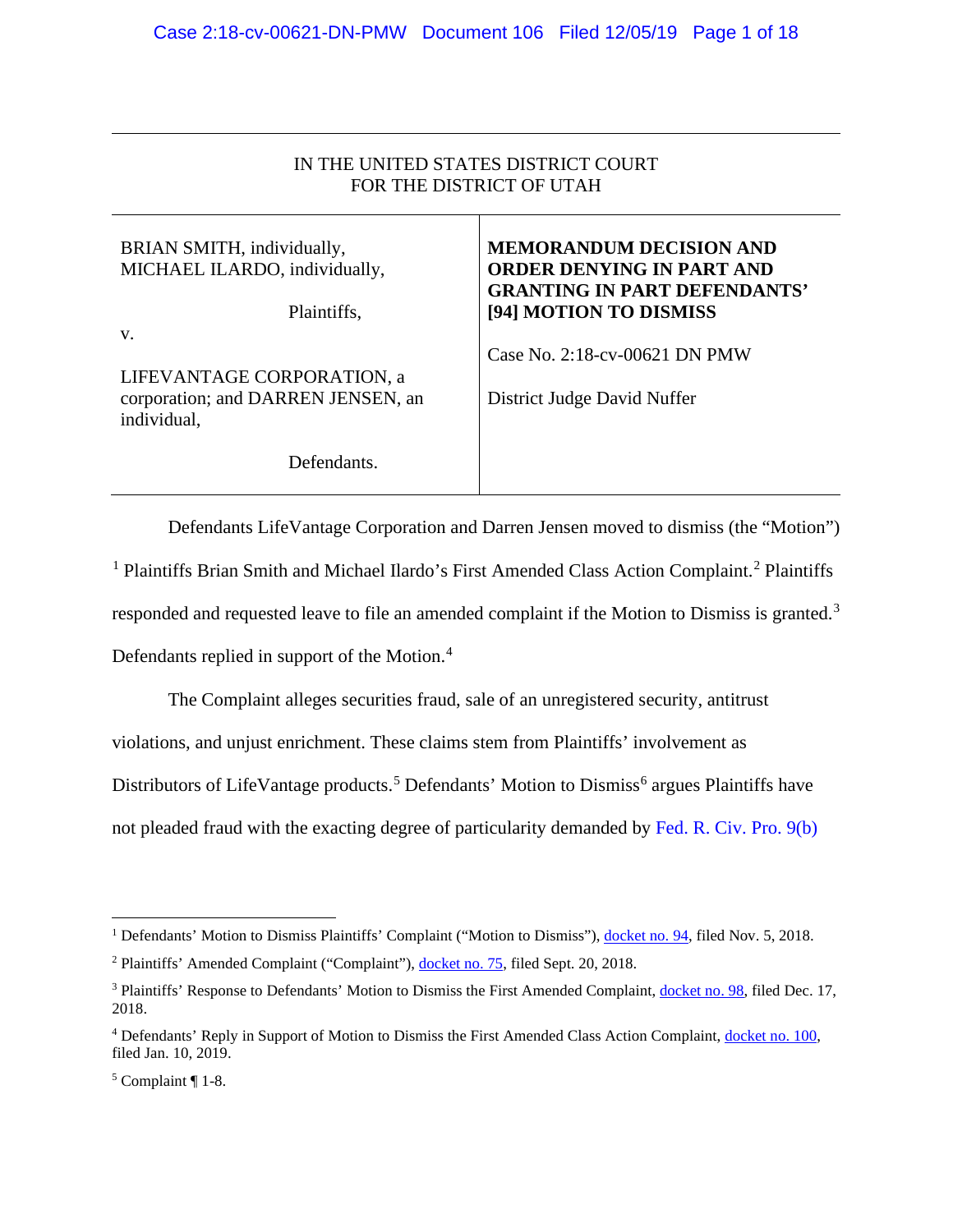IN THE UNITED STATES DISTRICT COURT
FOR THE DISTRICT OF UTAH

| | |
|---|---|
| BRIAN SMITH, individually, MICHAEL ILARDO, individually, Plaintiffs, v. LIFEVANTAGE CORPORATION, a corporation; and DARREN JENSEN, an individual, Defendants. | **MEMORANDUM DECISION AND ORDER DENYING IN PART AND GRANTING IN PART DEFENDANTS' [94] MOTION TO DISMISS** Case No. 2:18-cv-00621 DN PMW District Judge David Nuffer |

Defendants LifeVantage Corporation and Darren Jensen moved to dismiss (the "Motion")[1] Plaintiffs Brian Smith and Michael Ilardo's First Amended Class Action Complaint.[2] Plaintiffs responded and requested leave to file an amended complaint if the Motion to Dismiss is granted.[3] Defendants replied in support of the Motion.[4]

The Complaint alleges securities fraud, sale of an unregistered security, antitrust violations, and unjust enrichment. These claims stem from Plaintiffs' involvement as Distributors of LifeVantage products.[5] Defendants' Motion to Dismiss[6] argues Plaintiffs have not pleaded fraud with the exacting degree of particularity demanded by Fed. R. Civ. Pro. 9(b)

---

[1] Defendants' Motion to Dismiss Plaintiffs' Complaint ("Motion to Dismiss"), docket no. 94, filed Nov. 5, 2018.

[2] Plaintiffs' Amended Complaint ("Complaint"), docket no. 75, filed Sept. 20, 2018.

[3] Plaintiffs' Response to Defendants' Motion to Dismiss the First Amended Complaint, docket no. 98, filed Dec. 17, 2018.

[4] Defendants' Reply in Support of Motion to Dismiss the First Amended Class Action Complaint, docket no. 100, filed Jan. 10, 2019.

[5] Complaint ¶ 1-8.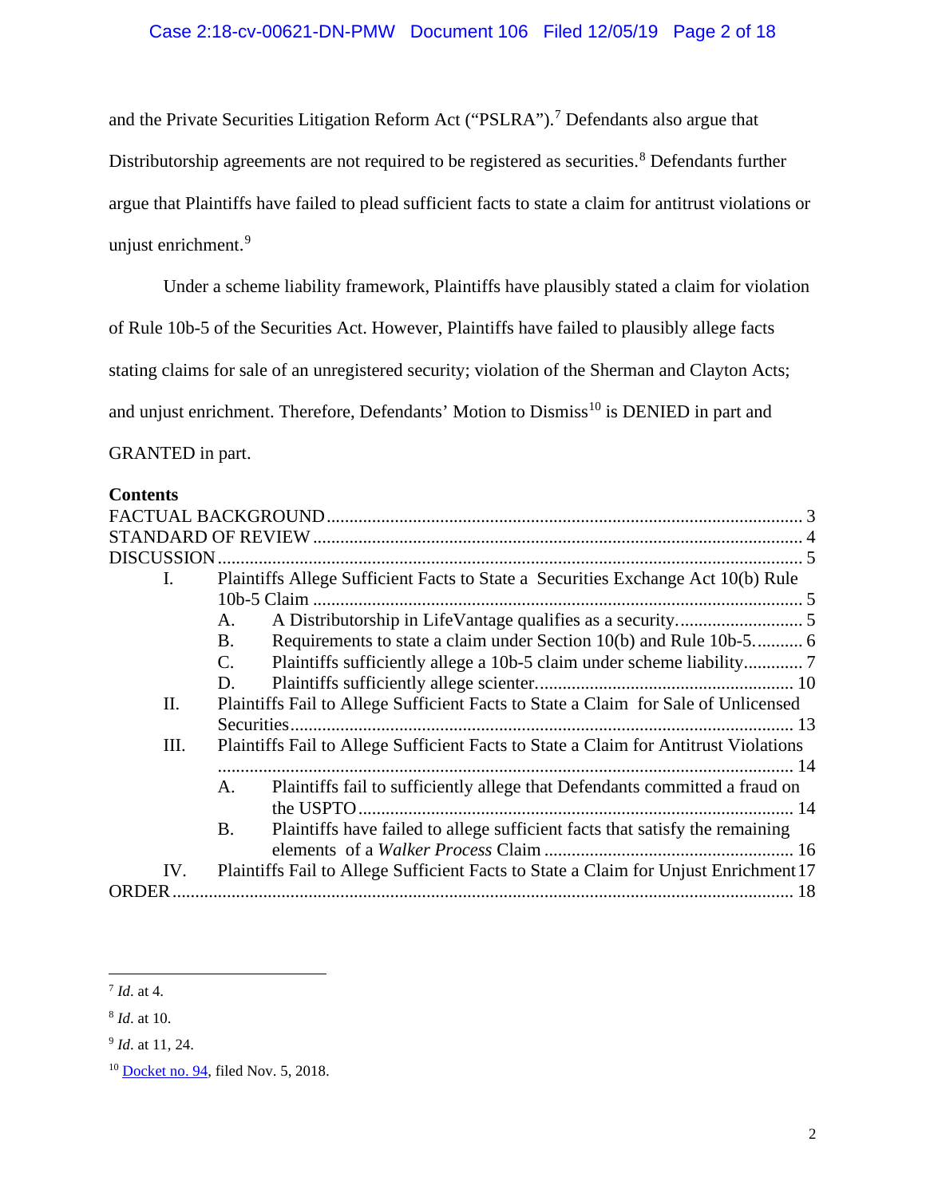and the Private Securities Litigation Reform Act ("PSLRA").[7] Defendants also argue that Distributorship agreements are not required to be registered as securities.[8] Defendants further argue that Plaintiffs have failed to plead sufficient facts to state a claim for antitrust violations or unjust enrichment.[9]

Under a scheme liability framework, Plaintiffs have plausibly stated a claim for violation of Rule 10b-5 of the Securities Act. However, Plaintiffs have failed to plausibly allege facts stating claims for sale of an unregistered security; violation of the Sherman and Clayton Acts; and unjust enrichment. Therefore, Defendants' Motion to Dismiss[10] is DENIED in part and GRANTED in part.

**Contents**

FACTUAL BACKGROUND ........................................ 3
STANDARD OF REVIEW ........................................ 4
DISCUSSION ........................................ 5
- I. Plaintiffs Allege Sufficient Facts to State a Securities Exchange Act 10(b) Rule 10b-5 Claim ........................................ 5
  - A. A Distributorship in LifeVantage qualifies as a security. ........................................ 5
  - B. Requirements to state a claim under Section 10(b) and Rule 10b-5. ........................................ 6
  - C. Plaintiffs sufficiently allege a 10b-5 claim under scheme liability ........................................ 7
  - D. Plaintiffs sufficiently allege scienter. ........................................ 10
- II. Plaintiffs Fail to Allege Sufficient Facts to State a Claim for Sale of Unlicensed Securities ........................................ 13
- III. Plaintiffs Fail to Allege Sufficient Facts to State a Claim for Antitrust Violations ........................................ 14
  - A. Plaintiffs fail to sufficiently allege that Defendants committed a fraud on the USPTO ........................................ 14
  - B. Plaintiffs have failed to allege sufficient facts that satisfy the remaining elements of a *Walker Process* Claim ........................................ 16
- IV. Plaintiffs Fail to Allege Sufficient Facts to State a Claim for Unjust Enrichment 17

ORDER ........................................ 18

---

[7] *Id*. at 4.

[8] *Id*. at 10.

[9] *Id*. at 11, 24.

[10] Docket no. 94, filed Nov. 5, 2018.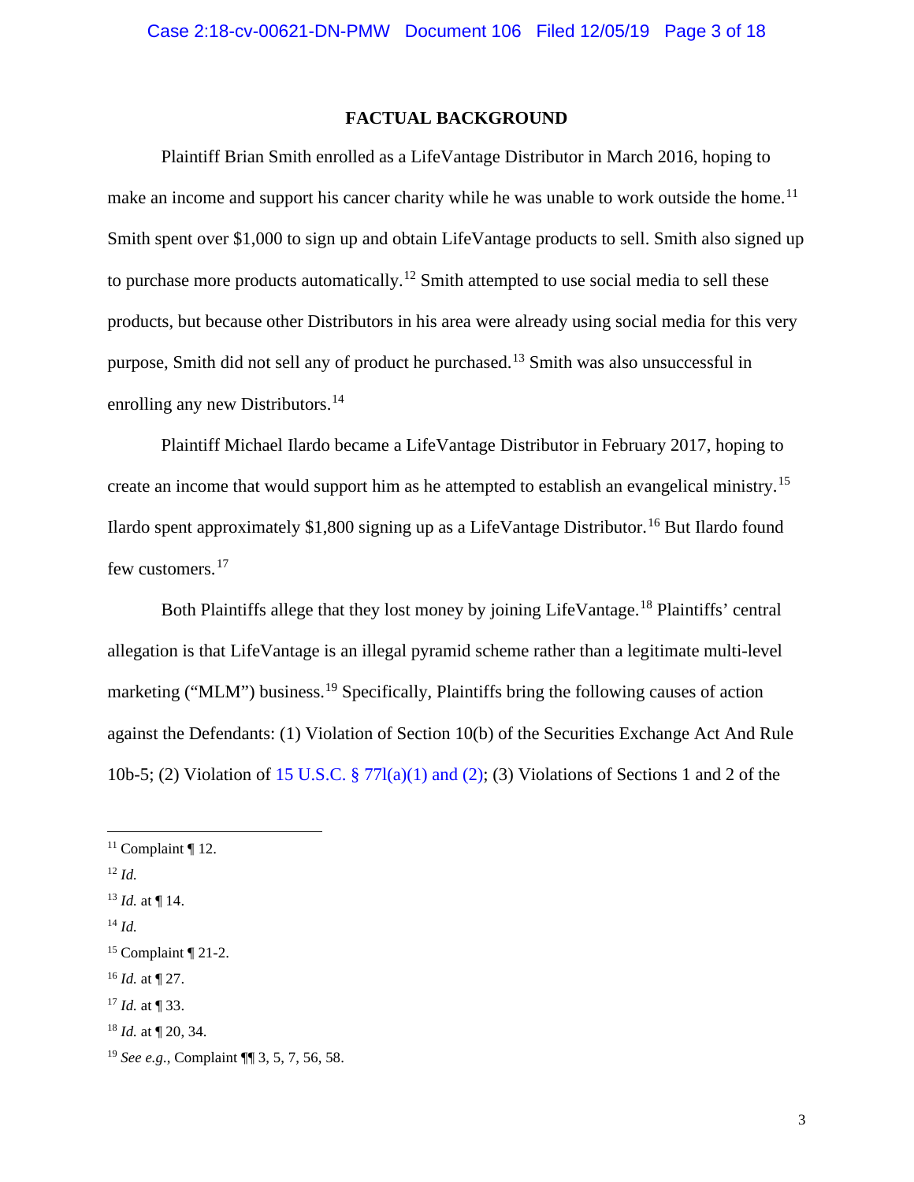## FACTUAL BACKGROUND

Plaintiff Brian Smith enrolled as a LifeVantage Distributor in March 2016, hoping to make an income and support his cancer charity while he was unable to work outside the home.[11] Smith spent over $1,000 to sign up and obtain LifeVantage products to sell. Smith also signed up to purchase more products automatically.[12] Smith attempted to use social media to sell these products, but because other Distributors in his area were already using social media for this very purpose, Smith did not sell any of product he purchased.[13] Smith was also unsuccessful in enrolling any new Distributors.[14]

Plaintiff Michael Ilardo became a LifeVantage Distributor in February 2017, hoping to create an income that would support him as he attempted to establish an evangelical ministry.[15] Ilardo spent approximately $1,800 signing up as a LifeVantage Distributor.[16] But Ilardo found few customers.[17]

Both Plaintiffs allege that they lost money by joining LifeVantage.[18] Plaintiffs' central allegation is that LifeVantage is an illegal pyramid scheme rather than a legitimate multi-level marketing ("MLM") business.[19] Specifically, Plaintiffs bring the following causes of action against the Defendants: (1) Violation of Section 10(b) of the Securities Exchange Act And Rule 10b-5; (2) Violation of 15 U.S.C. § 77l(a)(1) and (2); (3) Violations of Sections 1 and 2 of the

---

[11] Complaint ¶ 12.

[12] *Id.*

[13] *Id.* at ¶ 14.

[14] *Id.*

[15] Complaint ¶ 21-2.

[16] *Id.* at ¶ 27.

[17] *Id.* at ¶ 33.

[18] *Id.* at ¶ 20, 34.

[19] *See e.g.*, Complaint ¶¶ 3, 5, 7, 56, 58.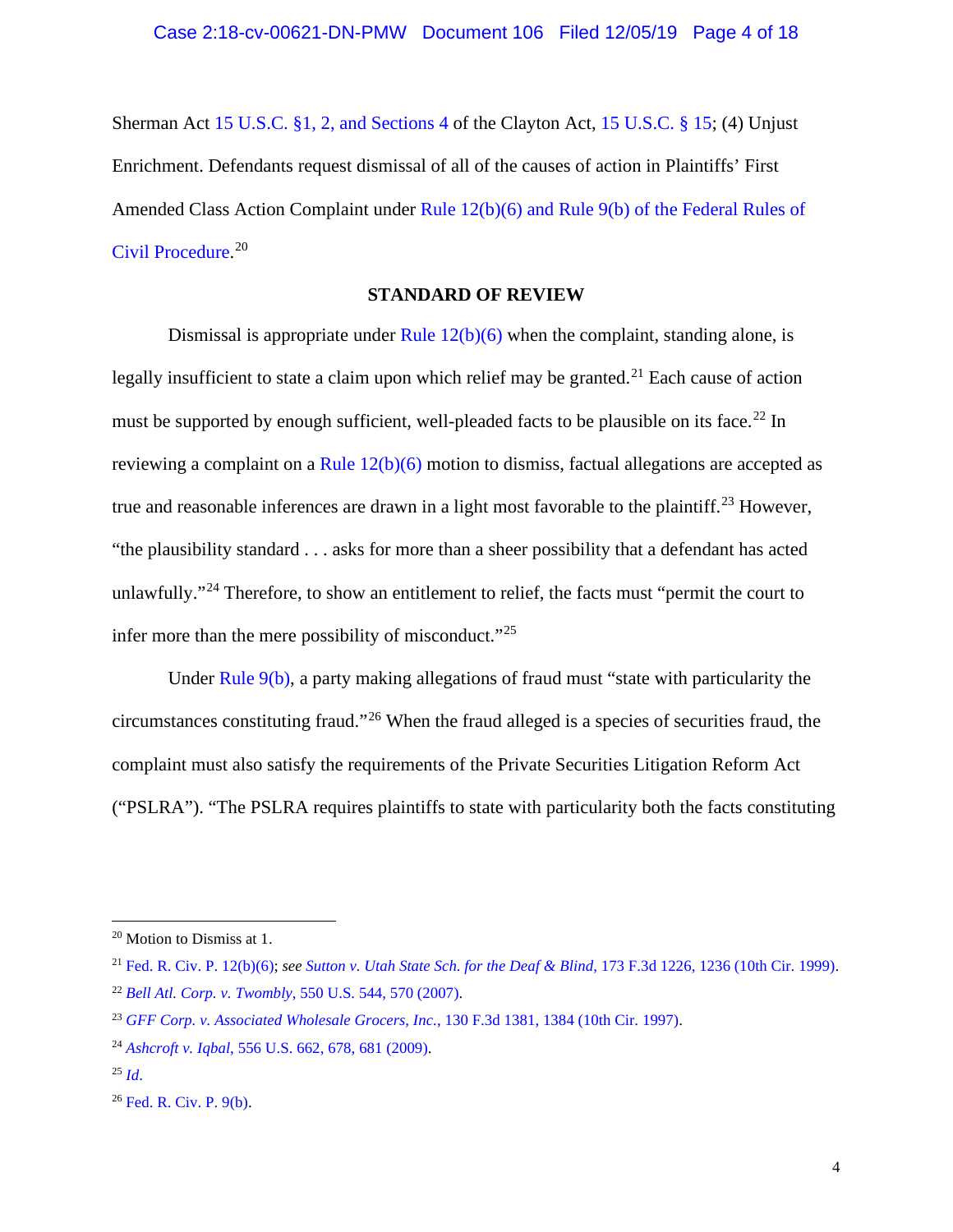Sherman Act 15 U.S.C. §1, 2, and Sections 4 of the Clayton Act, 15 U.S.C. § 15; (4) Unjust Enrichment. Defendants request dismissal of all of the causes of action in Plaintiffs' First Amended Class Action Complaint under Rule 12(b)(6) and Rule 9(b) of the Federal Rules of Civil Procedure.[20]

## STANDARD OF REVIEW

Dismissal is appropriate under Rule 12(b)(6) when the complaint, standing alone, is legally insufficient to state a claim upon which relief may be granted.[21] Each cause of action must be supported by enough sufficient, well-pleaded facts to be plausible on its face.[22] In reviewing a complaint on a Rule 12(b)(6) motion to dismiss, factual allegations are accepted as true and reasonable inferences are drawn in a light most favorable to the plaintiff.[23] However, "the plausibility standard . . . asks for more than a sheer possibility that a defendant has acted unlawfully."[24] Therefore, to show an entitlement to relief, the facts must "permit the court to infer more than the mere possibility of misconduct."[25]

Under Rule 9(b), a party making allegations of fraud must "state with particularity the circumstances constituting fraud."[26] When the fraud alleged is a species of securities fraud, the complaint must also satisfy the requirements of the Private Securities Litigation Reform Act ("PSLRA"). "The PSLRA requires plaintiffs to state with particularity both the facts constituting

---

[20] Motion to Dismiss at 1.

[21] Fed. R. Civ. P. 12(b)(6); *see Sutton v. Utah State Sch. for the Deaf & Blind*, 173 F.3d 1226, 1236 (10th Cir. 1999).

[22] *Bell Atl. Corp. v. Twombly*, 550 U.S. 544, 570 (2007).

[23] *GFF Corp. v. Associated Wholesale Grocers, Inc.*, 130 F.3d 1381, 1384 (10th Cir. 1997).

[24] *Ashcroft v. Iqbal*, 556 U.S. 662, 678, 681 (2009).

[25] *Id.*

[26] Fed. R. Civ. P. 9(b).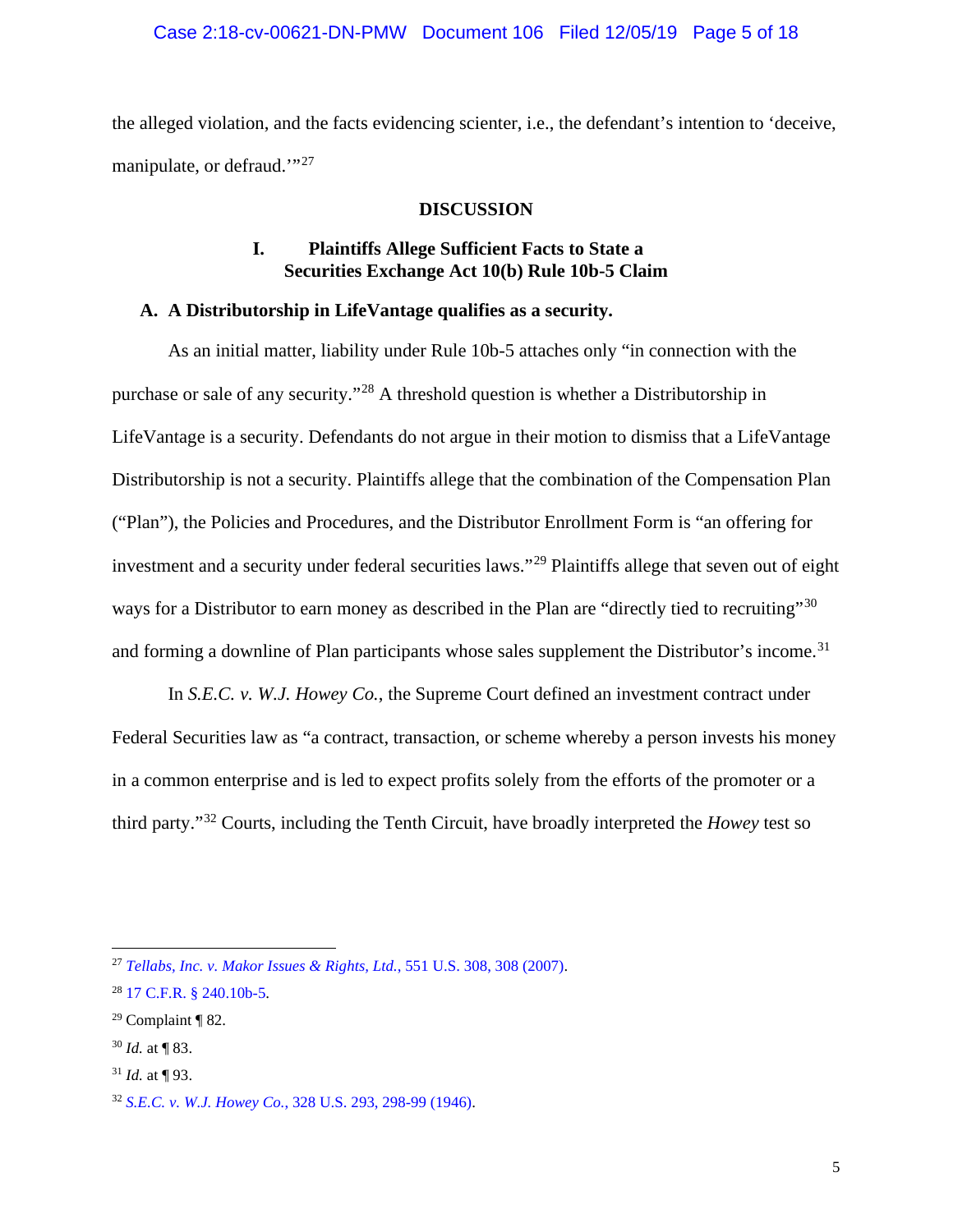the alleged violation, and the facts evidencing scienter, i.e., the defendant's intention to 'deceive, manipulate, or defraud.'"[27]

## DISCUSSION

### I. Plaintiffs Allege Sufficient Facts to State a Securities Exchange Act 10(b) Rule 10b-5 Claim

#### A. A Distributorship in LifeVantage qualifies as a security.

As an initial matter, liability under Rule 10b-5 attaches only "in connection with the purchase or sale of any security."[28] A threshold question is whether a Distributorship in LifeVantage is a security. Defendants do not argue in their motion to dismiss that a LifeVantage Distributorship is not a security. Plaintiffs allege that the combination of the Compensation Plan ("Plan"), the Policies and Procedures, and the Distributor Enrollment Form is "an offering for investment and a security under federal securities laws."[29] Plaintiffs allege that seven out of eight ways for a Distributor to earn money as described in the Plan are "directly tied to recruiting"[30] and forming a downline of Plan participants whose sales supplement the Distributor's income.[31]

In *S.E.C. v. W.J. Howey Co.*, the Supreme Court defined an investment contract under Federal Securities law as "a contract, transaction, or scheme whereby a person invests his money in a common enterprise and is led to expect profits solely from the efforts of the promoter or a third party."[32] Courts, including the Tenth Circuit, have broadly interpreted the *Howey* test so

---

[27] *Tellabs, Inc. v. Makor Issues & Rights, Ltd.*, 551 U.S. 308, 308 (2007).

[28] 17 C.F.R. § 240.10b-5.

[29] Complaint ¶ 82.

[30] *Id.* at ¶ 83.

[31] *Id.* at ¶ 93.

[32] *S.E.C. v. W.J. Howey Co.*, 328 U.S. 293, 298-99 (1946).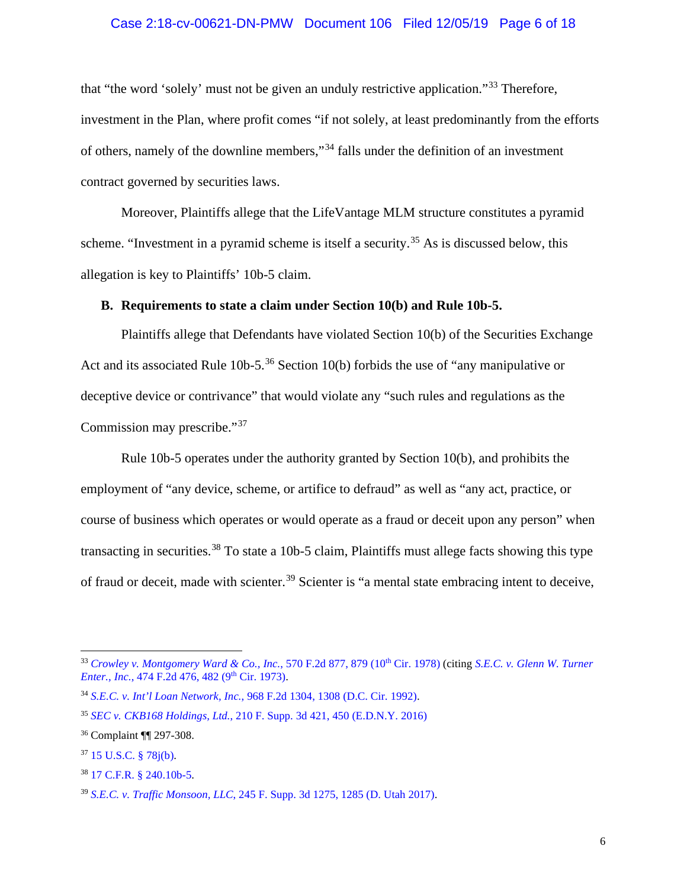that "the word 'solely' must not be given an unduly restrictive application."[33] Therefore, investment in the Plan, where profit comes "if not solely, at least predominantly from the efforts of others, namely of the downline members,"[34] falls under the definition of an investment contract governed by securities laws.

Moreover, Plaintiffs allege that the LifeVantage MLM structure constitutes a pyramid scheme. "Investment in a pyramid scheme is itself a security.[35] As is discussed below, this allegation is key to Plaintiffs' 10b-5 claim.

### B. Requirements to state a claim under Section 10(b) and Rule 10b-5.

Plaintiffs allege that Defendants have violated Section 10(b) of the Securities Exchange Act and its associated Rule 10b-5.[36] Section 10(b) forbids the use of "any manipulative or deceptive device or contrivance" that would violate any "such rules and regulations as the Commission may prescribe."[37]

Rule 10b-5 operates under the authority granted by Section 10(b), and prohibits the employment of "any device, scheme, or artifice to defraud" as well as "any act, practice, or course of business which operates or would operate as a fraud or deceit upon any person" when transacting in securities.[38] To state a 10b-5 claim, Plaintiffs must allege facts showing this type of fraud or deceit, made with scienter.[39] Scienter is "a mental state embracing intent to deceive,

---

[33] *Crowley v. Montgomery Ward & Co., Inc.*, 570 F.2d 877, 879 (10th Cir. 1978) (citing *S.E.C. v. Glenn W. Turner Enter., Inc.*, 474 F.2d 476, 482 (9th Cir. 1973).

[34] *S.E.C. v. Int'l Loan Network, Inc.*, 968 F.2d 1304, 1308 (D.C. Cir. 1992).

[35] *SEC v. CKB168 Holdings, Ltd.*, 210 F. Supp. 3d 421, 450 (E.D.N.Y. 2016)

[36] Complaint ¶¶ 297-308.

[37] 15 U.S.C. § 78j(b).

[38] 17 C.F.R. § 240.10b-5.

[39] *S.E.C. v. Traffic Monsoon, LLC*, 245 F. Supp. 3d 1275, 1285 (D. Utah 2017).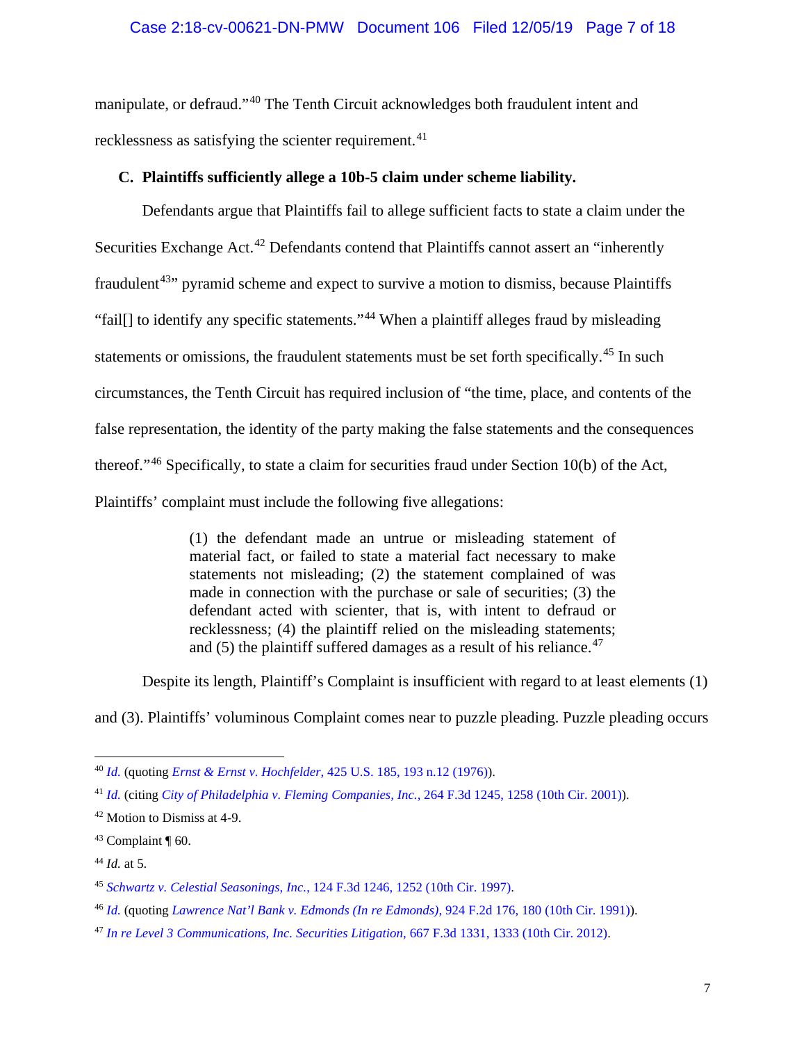manipulate, or defraud."[40] The Tenth Circuit acknowledges both fraudulent intent and recklessness as satisfying the scienter requirement.[41]

### C. Plaintiffs sufficiently allege a 10b-5 claim under scheme liability.

Defendants argue that Plaintiffs fail to allege sufficient facts to state a claim under the Securities Exchange Act.[42] Defendants contend that Plaintiffs cannot assert an "inherently fraudulent[43]" pyramid scheme and expect to survive a motion to dismiss, because Plaintiffs "fail[] to identify any specific statements."[44] When a plaintiff alleges fraud by misleading statements or omissions, the fraudulent statements must be set forth specifically.[45] In such circumstances, the Tenth Circuit has required inclusion of "the time, place, and contents of the false representation, the identity of the party making the false statements and the consequences thereof."[46] Specifically, to state a claim for securities fraud under Section 10(b) of the Act, Plaintiffs' complaint must include the following five allegations:

> (1) the defendant made an untrue or misleading statement of material fact, or failed to state a material fact necessary to make statements not misleading; (2) the statement complained of was made in connection with the purchase or sale of securities; (3) the defendant acted with scienter, that is, with intent to defraud or recklessness; (4) the plaintiff relied on the misleading statements; and (5) the plaintiff suffered damages as a result of his reliance.[47]

Despite its length, Plaintiff's Complaint is insufficient with regard to at least elements (1) and (3). Plaintiffs' voluminous Complaint comes near to puzzle pleading. Puzzle pleading occurs

---

[40] *Id.* (quoting *Ernst & Ernst v. Hochfelder*, 425 U.S. 185, 193 n.12 (1976)).

[41] *Id.* (citing *City of Philadelphia v. Fleming Companies, Inc.*, 264 F.3d 1245, 1258 (10th Cir. 2001)).

[42] Motion to Dismiss at 4-9.

[43] Complaint ¶ 60.

[44] *Id.* at 5.

[45] *Schwartz v. Celestial Seasonings, Inc.*, 124 F.3d 1246, 1252 (10th Cir. 1997).

[46] *Id.* (quoting *Lawrence Nat'l Bank v. Edmonds (In re Edmonds)*, 924 F.2d 176, 180 (10th Cir. 1991)).

[47] *In re Level 3 Communications, Inc. Securities Litigation*, 667 F.3d 1331, 1333 (10th Cir. 2012).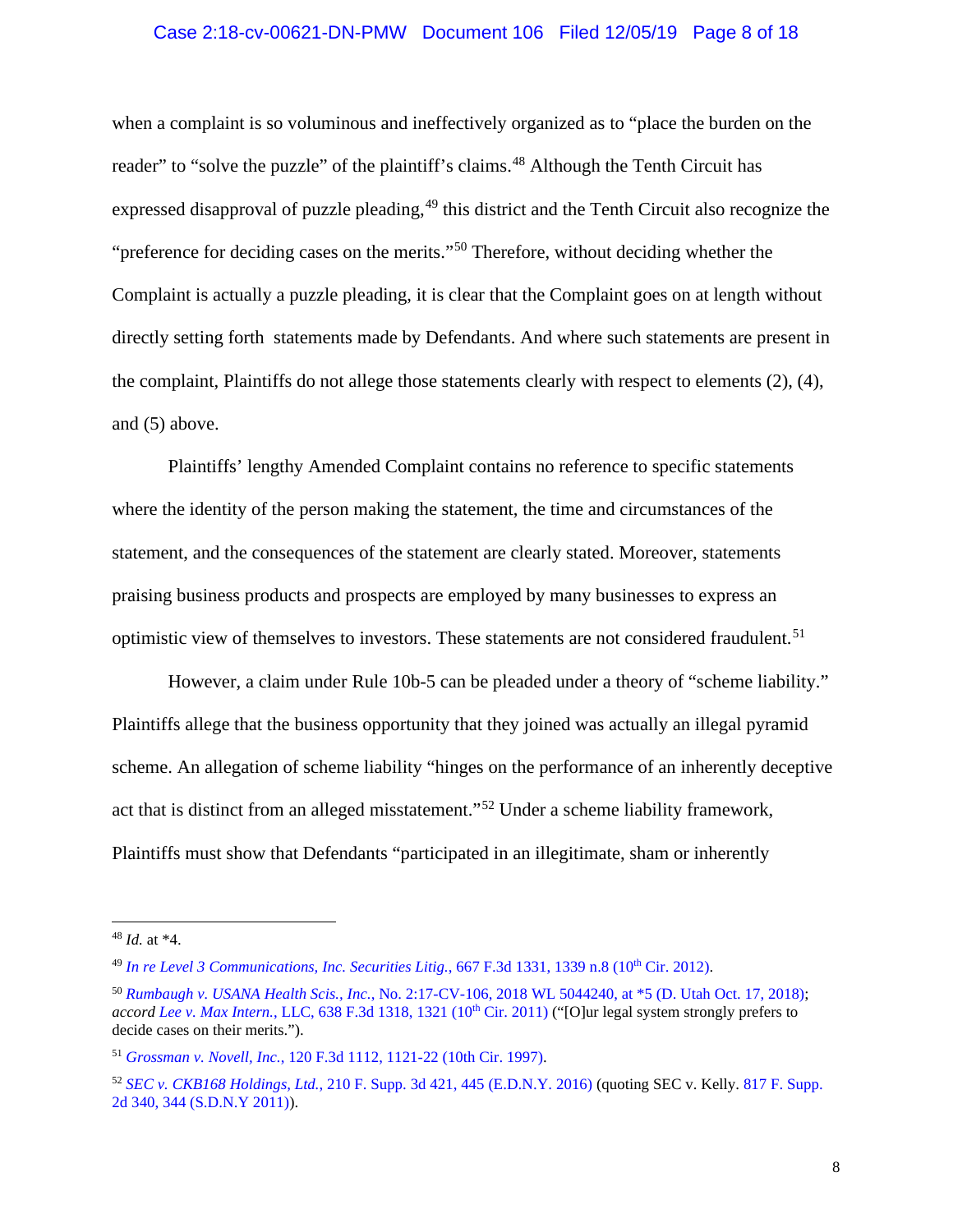when a complaint is so voluminous and ineffectively organized as to "place the burden on the reader" to "solve the puzzle" of the plaintiff's claims.[48] Although the Tenth Circuit has expressed disapproval of puzzle pleading,[49] this district and the Tenth Circuit also recognize the "preference for deciding cases on the merits."[50] Therefore, without deciding whether the Complaint is actually a puzzle pleading, it is clear that the Complaint goes on at length without directly setting forth statements made by Defendants. And where such statements are present in the complaint, Plaintiffs do not allege those statements clearly with respect to elements (2), (4), and (5) above.

Plaintiffs' lengthy Amended Complaint contains no reference to specific statements where the identity of the person making the statement, the time and circumstances of the statement, and the consequences of the statement are clearly stated. Moreover, statements praising business products and prospects are employed by many businesses to express an optimistic view of themselves to investors. These statements are not considered fraudulent.[51]

However, a claim under Rule 10b-5 can be pleaded under a theory of "scheme liability." Plaintiffs allege that the business opportunity that they joined was actually an illegal pyramid scheme. An allegation of scheme liability "hinges on the performance of an inherently deceptive act that is distinct from an alleged misstatement."[52] Under a scheme liability framework, Plaintiffs must show that Defendants "participated in an illegitimate, sham or inherently

---

[48] *Id.* at *4.

[49] *In re Level 3 Communications, Inc. Securities Litig.*, 667 F.3d 1331, 1339 n.8 (10th Cir. 2012).

[50] *Rumbaugh v. USANA Health Scis., Inc.*, No. 2:17-CV-106, 2018 WL 5044240, at *5 (D. Utah Oct. 17, 2018); *accord Lee v. Max Intern.*, LLC, 638 F.3d 1318, 1321 (10th Cir. 2011) ("[O]ur legal system strongly prefers to decide cases on their merits.").

[51] *Grossman v. Novell, Inc.*, 120 F.3d 1112, 1121-22 (10th Cir. 1997).

[52] *SEC v. CKB168 Holdings, Ltd.*, 210 F. Supp. 3d 421, 445 (E.D.N.Y. 2016) (quoting SEC v. Kelly. 817 F. Supp. 2d 340, 344 (S.D.N.Y 2011)).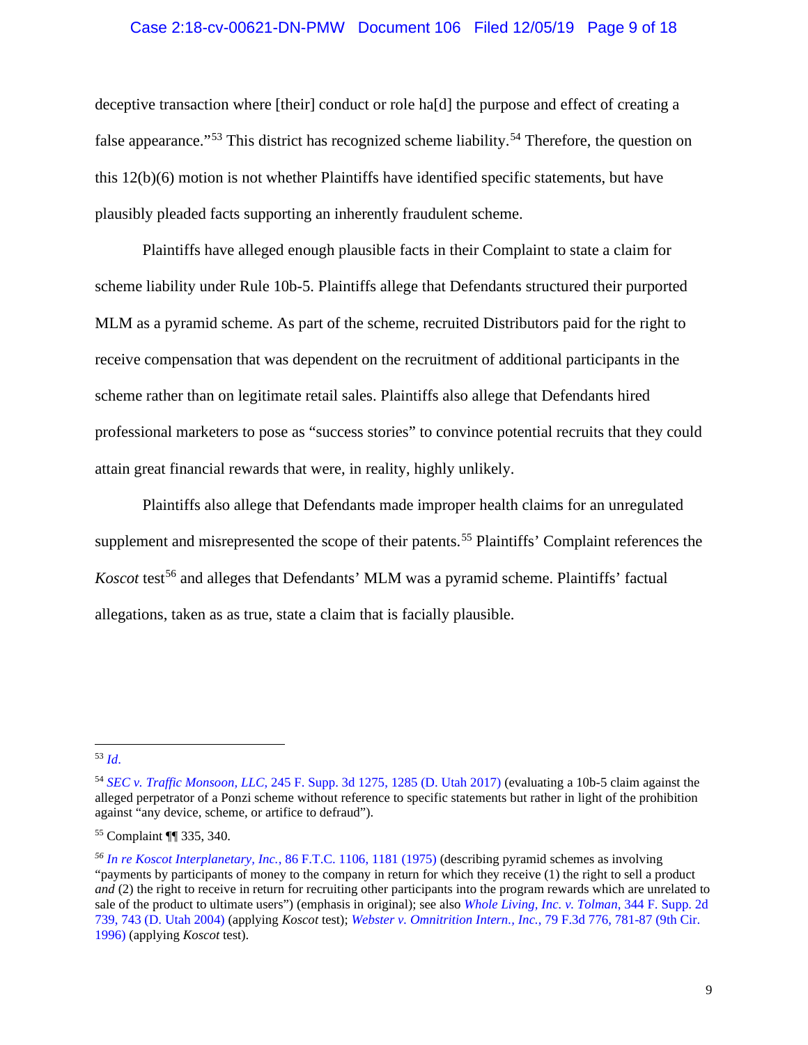deceptive transaction where [their] conduct or role ha[d] the purpose and effect of creating a false appearance."[53] This district has recognized scheme liability.[54] Therefore, the question on this 12(b)(6) motion is not whether Plaintiffs have identified specific statements, but have plausibly pleaded facts supporting an inherently fraudulent scheme.

Plaintiffs have alleged enough plausible facts in their Complaint to state a claim for scheme liability under Rule 10b-5. Plaintiffs allege that Defendants structured their purported MLM as a pyramid scheme. As part of the scheme, recruited Distributors paid for the right to receive compensation that was dependent on the recruitment of additional participants in the scheme rather than on legitimate retail sales. Plaintiffs also allege that Defendants hired professional marketers to pose as "success stories" to convince potential recruits that they could attain great financial rewards that were, in reality, highly unlikely.

Plaintiffs also allege that Defendants made improper health claims for an unregulated supplement and misrepresented the scope of their patents.[55] Plaintiffs' Complaint references the *Koscot* test[56] and alleges that Defendants' MLM was a pyramid scheme. Plaintiffs' factual allegations, taken as as true, state a claim that is facially plausible.

---

[53] *Id*.

[54] *SEC v. Traffic Monsoon, LLC*, 245 F. Supp. 3d 1275, 1285 (D. Utah 2017) (evaluating a 10b-5 claim against the alleged perpetrator of a Ponzi scheme without reference to specific statements but rather in light of the prohibition against "any device, scheme, or artifice to defraud").

[55] Complaint ¶¶ 335, 340.

[56] *In re Koscot Interplanetary, Inc.*, 86 F.T.C. 1106, 1181 (1975) (describing pyramid schemes as involving "payments by participants of money to the company in return for which they receive (1) the right to sell a product *and* (2) the right to receive in return for recruiting other participants into the program rewards which are unrelated to sale of the product to ultimate users") (emphasis in original); see also *Whole Living, Inc. v. Tolman*, 344 F. Supp. 2d 739, 743 (D. Utah 2004) (applying *Koscot* test); *Webster v. Omnitrition Intern., Inc.*, 79 F.3d 776, 781-87 (9th Cir. 1996) (applying *Koscot* test).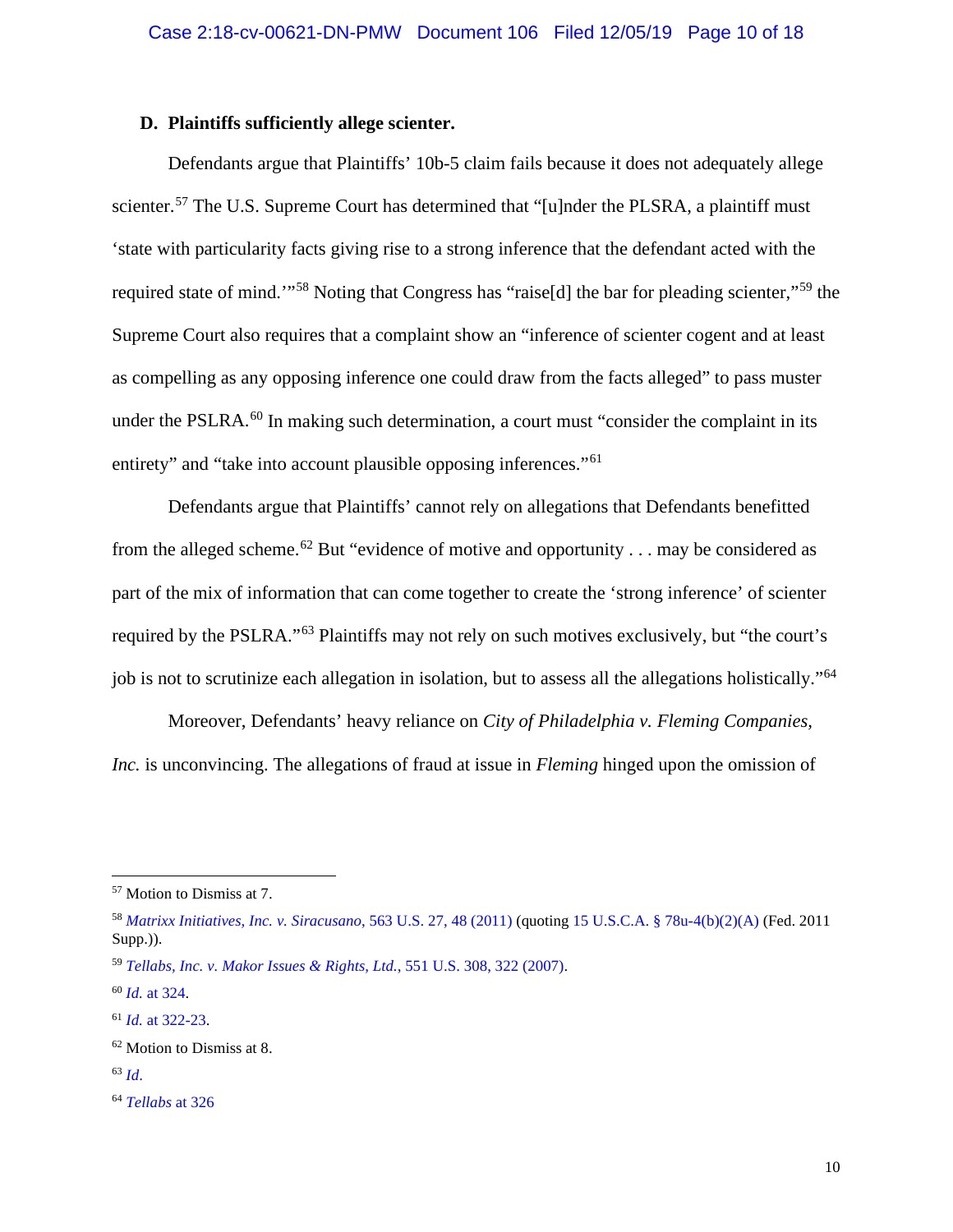### D. Plaintiffs sufficiently allege scienter.

Defendants argue that Plaintiffs' 10b-5 claim fails because it does not adequately allege scienter.[57] The U.S. Supreme Court has determined that "[u]nder the PLSRA, a plaintiff must 'state with particularity facts giving rise to a strong inference that the defendant acted with the required state of mind.'"[58] Noting that Congress has "raise[d] the bar for pleading scienter,"[59] the Supreme Court also requires that a complaint show an "inference of scienter cogent and at least as compelling as any opposing inference one could draw from the facts alleged" to pass muster under the PSLRA.[60] In making such determination, a court must "consider the complaint in its entirety" and "take into account plausible opposing inferences."[61]

Defendants argue that Plaintiffs' cannot rely on allegations that Defendants benefitted from the alleged scheme.[62] But "evidence of motive and opportunity . . . may be considered as part of the mix of information that can come together to create the 'strong inference' of scienter required by the PSLRA."[63] Plaintiffs may not rely on such motives exclusively, but "the court's job is not to scrutinize each allegation in isolation, but to assess all the allegations holistically."[64]

Moreover, Defendants' heavy reliance on *City of Philadelphia v. Fleming Companies, Inc.* is unconvincing. The allegations of fraud at issue in *Fleming* hinged upon the omission of

---

[57] Motion to Dismiss at 7.

[58] *Matrixx Initiatives, Inc. v. Siracusano*, 563 U.S. 27, 48 (2011) (quoting 15 U.S.C.A. § 78u-4(b)(2)(A) (Fed. 2011 Supp.)).

[59] *Tellabs, Inc. v. Makor Issues & Rights, Ltd.*, 551 U.S. 308, 322 (2007).

[60] *Id.* at 324.

[61] *Id.* at 322-23.

[62] Motion to Dismiss at 8.

[63] *Id.*

[64] *Tellabs* at 326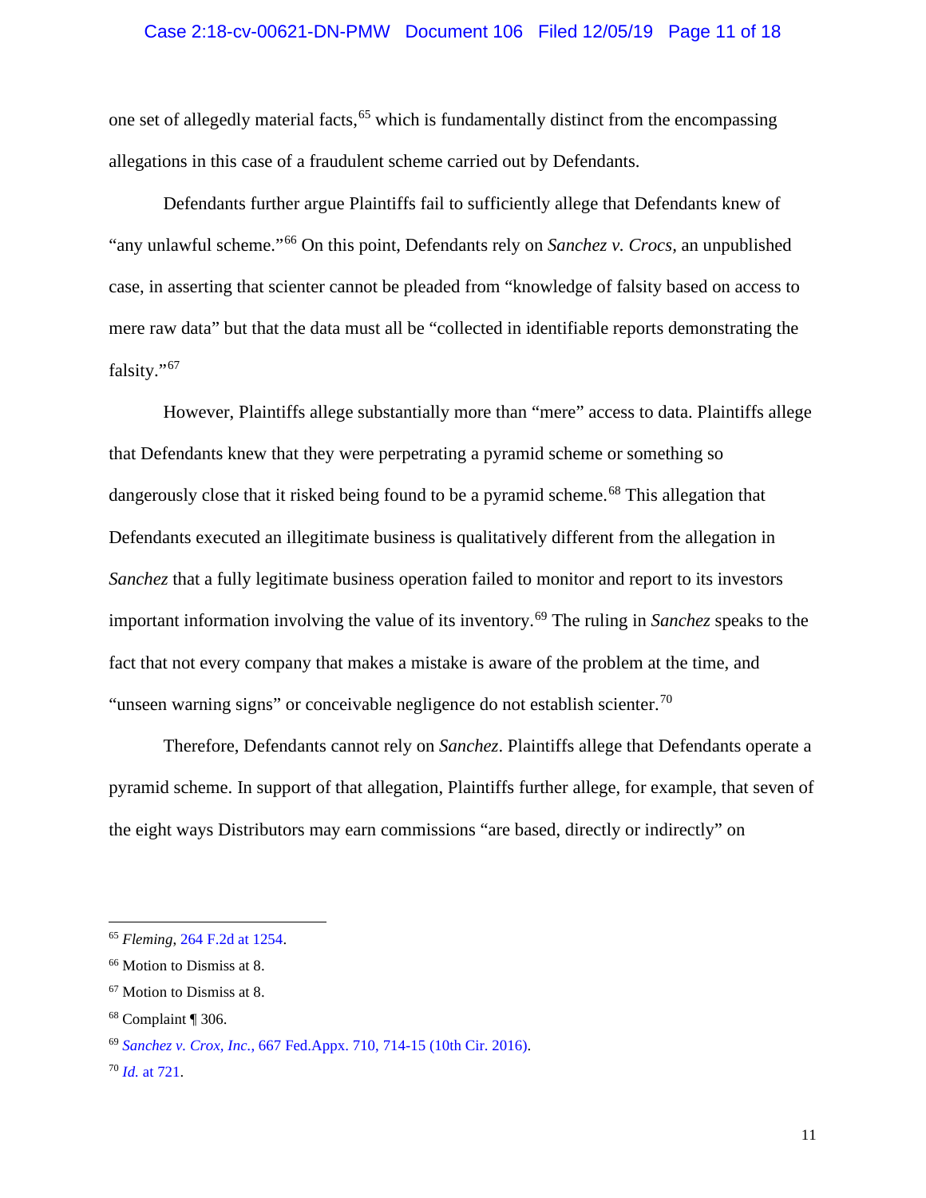one set of allegedly material facts,[65] which is fundamentally distinct from the encompassing allegations in this case of a fraudulent scheme carried out by Defendants.

Defendants further argue Plaintiffs fail to sufficiently allege that Defendants knew of "any unlawful scheme."[66] On this point, Defendants rely on *Sanchez v. Crocs*, an unpublished case, in asserting that scienter cannot be pleaded from "knowledge of falsity based on access to mere raw data" but that the data must all be "collected in identifiable reports demonstrating the falsity."[67]

However, Plaintiffs allege substantially more than "mere" access to data. Plaintiffs allege that Defendants knew that they were perpetrating a pyramid scheme or something so dangerously close that it risked being found to be a pyramid scheme.[68] This allegation that Defendants executed an illegitimate business is qualitatively different from the allegation in *Sanchez* that a fully legitimate business operation failed to monitor and report to its investors important information involving the value of its inventory.[69] The ruling in *Sanchez* speaks to the fact that not every company that makes a mistake is aware of the problem at the time, and "unseen warning signs" or conceivable negligence do not establish scienter.[70]

Therefore, Defendants cannot rely on *Sanchez*. Plaintiffs allege that Defendants operate a pyramid scheme. In support of that allegation, Plaintiffs further allege, for example, that seven of the eight ways Distributors may earn commissions "are based, directly or indirectly" on

---

[65] *Fleming*, 264 F.2d at 1254.

[66] Motion to Dismiss at 8.

[67] Motion to Dismiss at 8.

[68] Complaint ¶ 306.

[69] *Sanchez v. Crox, Inc.*, 667 Fed.Appx. 710, 714-15 (10th Cir. 2016).

[70] *Id.* at 721.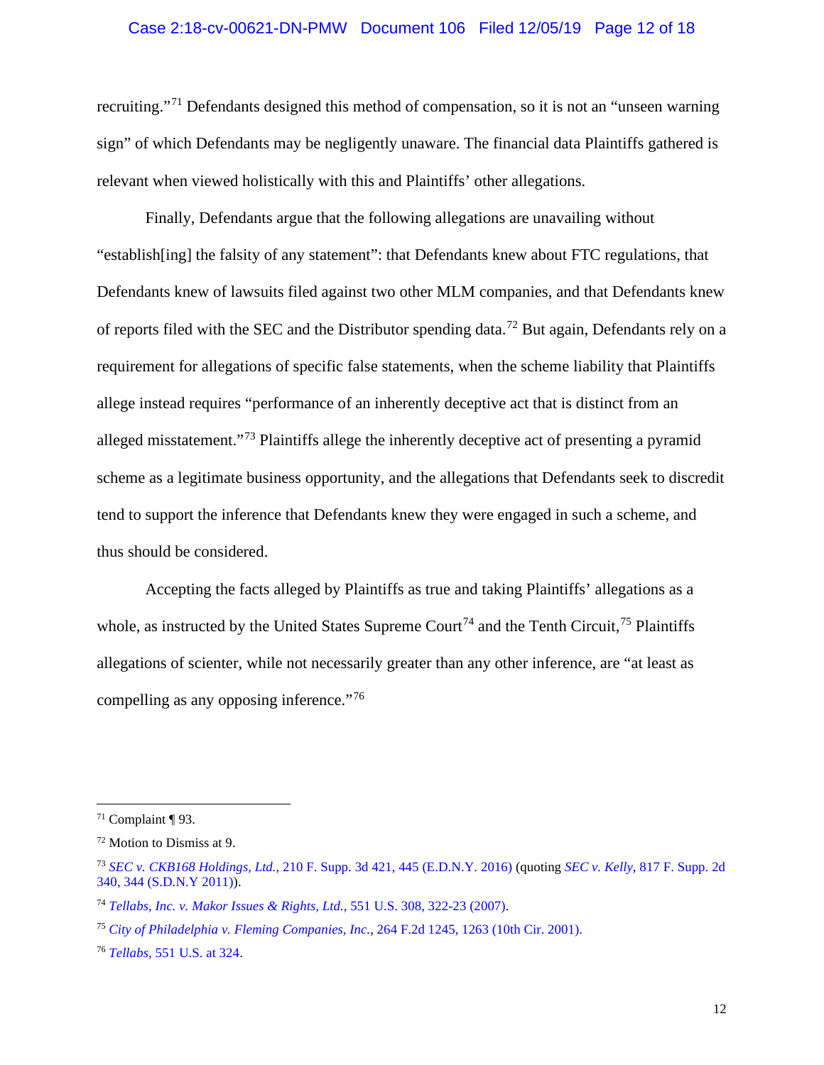recruiting."[71] Defendants designed this method of compensation, so it is not an "unseen warning sign" of which Defendants may be negligently unaware. The financial data Plaintiffs gathered is relevant when viewed holistically with this and Plaintiffs' other allegations.

Finally, Defendants argue that the following allegations are unavailing without "establish[ing] the falsity of any statement": that Defendants knew about FTC regulations, that Defendants knew of lawsuits filed against two other MLM companies, and that Defendants knew of reports filed with the SEC and the Distributor spending data.[72] But again, Defendants rely on a requirement for allegations of specific false statements, when the scheme liability that Plaintiffs allege instead requires "performance of an inherently deceptive act that is distinct from an alleged misstatement."[73] Plaintiffs allege the inherently deceptive act of presenting a pyramid scheme as a legitimate business opportunity, and the allegations that Defendants seek to discredit tend to support the inference that Defendants knew they were engaged in such a scheme, and thus should be considered.

Accepting the facts alleged by Plaintiffs as true and taking Plaintiffs' allegations as a whole, as instructed by the United States Supreme Court[74] and the Tenth Circuit,[75] Plaintiffs allegations of scienter, while not necessarily greater than any other inference, are "at least as compelling as any opposing inference."[76]

---

[71] Complaint ¶ 93.

[72] Motion to Dismiss at 9.

[73] *SEC v. CKB168 Holdings, Ltd.*, 210 F. Supp. 3d 421, 445 (E.D.N.Y. 2016) (quoting *SEC v. Kelly*, 817 F. Supp. 2d 340, 344 (S.D.N.Y 2011)).

[74] *Tellabs, Inc. v. Makor Issues & Rights, Ltd.*, 551 U.S. 308, 322-23 (2007).

[75] *City of Philadelphia v. Fleming Companies, Inc.*, 264 F.2d 1245, 1263 (10th Cir. 2001).

[76] *Tellabs*, 551 U.S. at 324.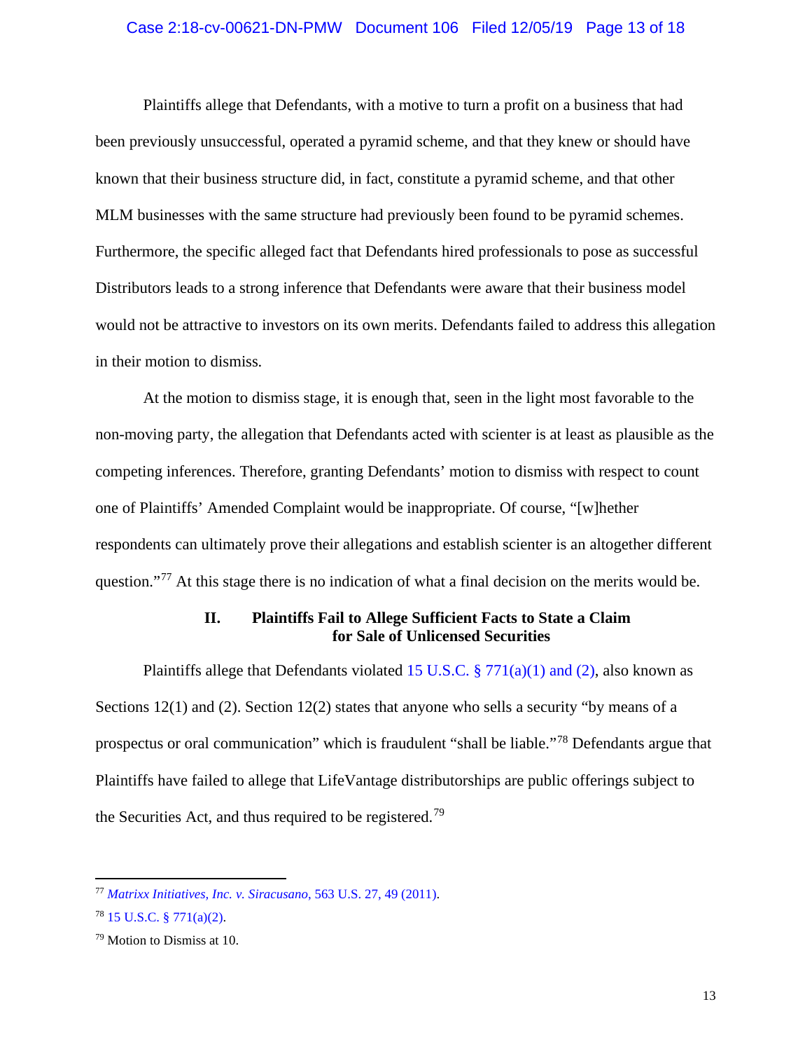Plaintiffs allege that Defendants, with a motive to turn a profit on a business that had been previously unsuccessful, operated a pyramid scheme, and that they knew or should have known that their business structure did, in fact, constitute a pyramid scheme, and that other MLM businesses with the same structure had previously been found to be pyramid schemes. Furthermore, the specific alleged fact that Defendants hired professionals to pose as successful Distributors leads to a strong inference that Defendants were aware that their business model would not be attractive to investors on its own merits. Defendants failed to address this allegation in their motion to dismiss.

At the motion to dismiss stage, it is enough that, seen in the light most favorable to the non-moving party, the allegation that Defendants acted with scienter is at least as plausible as the competing inferences. Therefore, granting Defendants' motion to dismiss with respect to count one of Plaintiffs' Amended Complaint would be inappropriate. Of course, "[w]hether respondents can ultimately prove their allegations and establish scienter is an altogether different question."[77] At this stage there is no indication of what a final decision on the merits would be.

## II. Plaintiffs Fail to Allege Sufficient Facts to State a Claim for Sale of Unlicensed Securities

Plaintiffs allege that Defendants violated 15 U.S.C. § 77l(a)(1) and (2), also known as Sections 12(1) and (2). Section 12(2) states that anyone who sells a security "by means of a prospectus or oral communication" which is fraudulent "shall be liable."[78] Defendants argue that Plaintiffs have failed to allege that LifeVantage distributorships are public offerings subject to the Securities Act, and thus required to be registered.[79]

---

[77] *Matrixx Initiatives, Inc. v. Siracusano*, 563 U.S. 27, 49 (2011).

[78] 15 U.S.C. § 77l(a)(2).

[79] Motion to Dismiss at 10.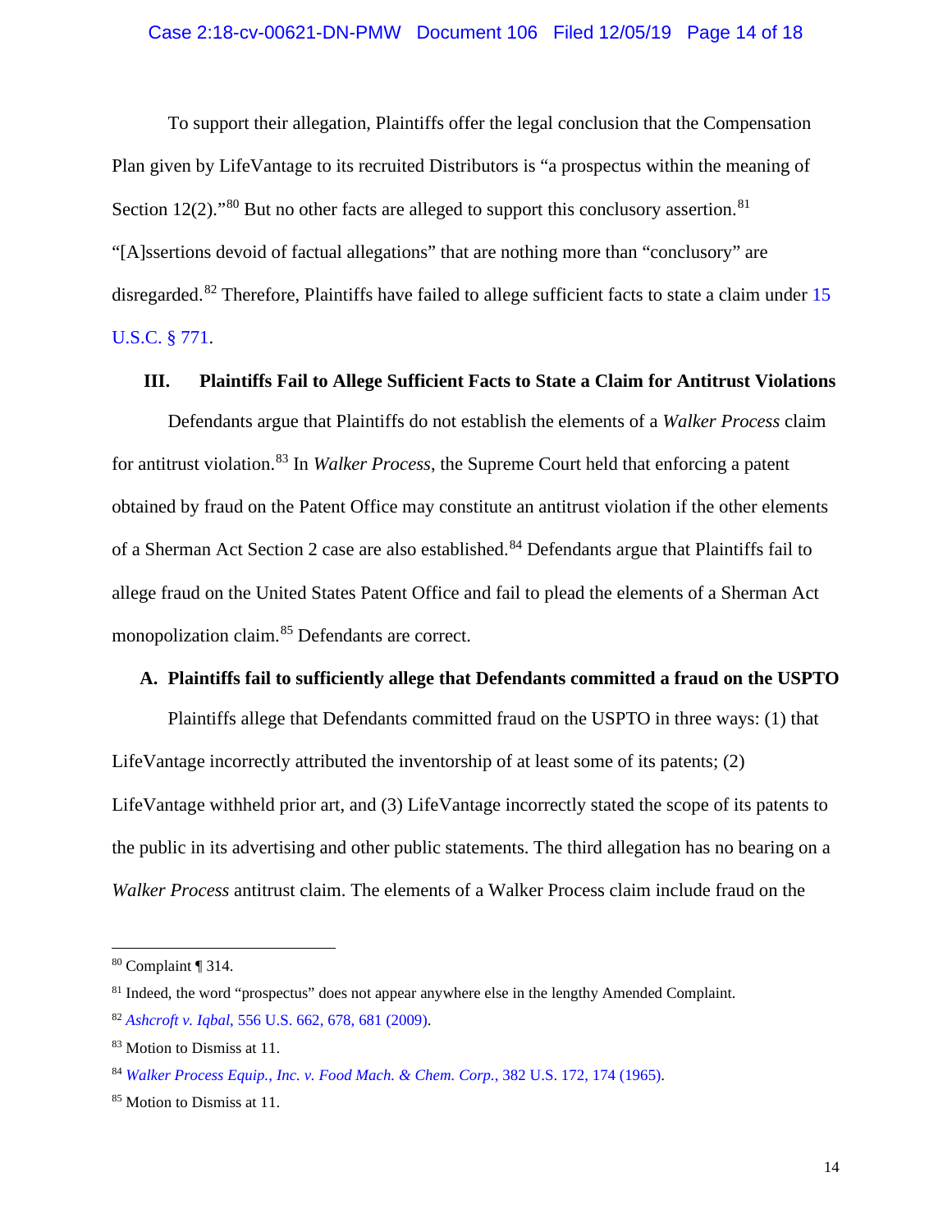To support their allegation, Plaintiffs offer the legal conclusion that the Compensation Plan given by LifeVantage to its recruited Distributors is "a prospectus within the meaning of Section 12(2)."[80] But no other facts are alleged to support this conclusory assertion.[81] "[A]ssertions devoid of factual allegations" that are nothing more than "conclusory" are disregarded.[82] Therefore, Plaintiffs have failed to allege sufficient facts to state a claim under 15 U.S.C. § 771.

### III. Plaintiffs Fail to Allege Sufficient Facts to State a Claim for Antitrust Violations

Defendants argue that Plaintiffs do not establish the elements of a *Walker Process* claim for antitrust violation.[83] In *Walker Process*, the Supreme Court held that enforcing a patent obtained by fraud on the Patent Office may constitute an antitrust violation if the other elements of a Sherman Act Section 2 case are also established.[84] Defendants argue that Plaintiffs fail to allege fraud on the United States Patent Office and fail to plead the elements of a Sherman Act monopolization claim.[85] Defendants are correct.

#### A. Plaintiffs fail to sufficiently allege that Defendants committed a fraud on the USPTO

Plaintiffs allege that Defendants committed fraud on the USPTO in three ways: (1) that LifeVantage incorrectly attributed the inventorship of at least some of its patents; (2) LifeVantage withheld prior art, and (3) LifeVantage incorrectly stated the scope of its patents to the public in its advertising and other public statements. The third allegation has no bearing on a *Walker Process* antitrust claim. The elements of a Walker Process claim include fraud on the

---

[80] Complaint ¶ 314.

[81] Indeed, the word "prospectus" does not appear anywhere else in the lengthy Amended Complaint.

[82] *Ashcroft v. Iqbal*, 556 U.S. 662, 678, 681 (2009).

[83] Motion to Dismiss at 11.

[84] *Walker Process Equip., Inc. v. Food Mach. & Chem. Corp.*, 382 U.S. 172, 174 (1965).

[85] Motion to Dismiss at 11.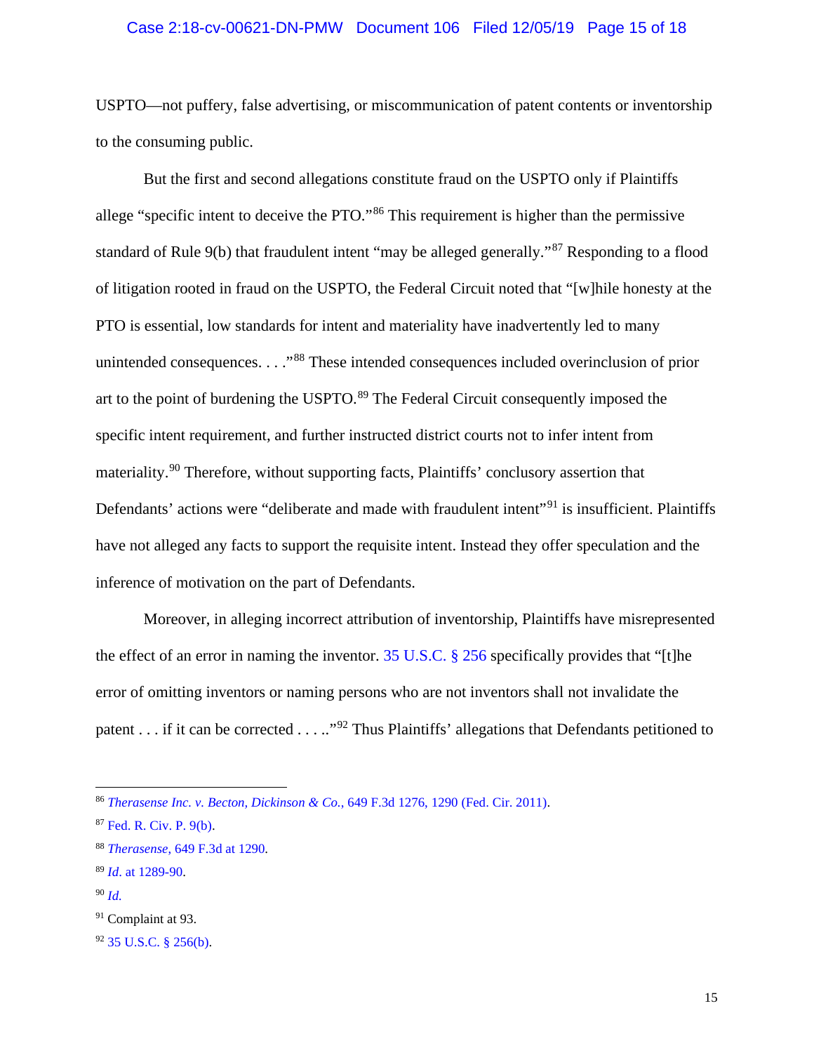USPTO—not puffery, false advertising, or miscommunication of patent contents or inventorship to the consuming public.

But the first and second allegations constitute fraud on the USPTO only if Plaintiffs allege "specific intent to deceive the PTO."[86] This requirement is higher than the permissive standard of Rule 9(b) that fraudulent intent "may be alleged generally."[87] Responding to a flood of litigation rooted in fraud on the USPTO, the Federal Circuit noted that "[w]hile honesty at the PTO is essential, low standards for intent and materiality have inadvertently led to many unintended consequences. . . ."[88] These intended consequences included overinclusion of prior art to the point of burdening the USPTO.[89] The Federal Circuit consequently imposed the specific intent requirement, and further instructed district courts not to infer intent from materiality.[90] Therefore, without supporting facts, Plaintiffs' conclusory assertion that Defendants' actions were "deliberate and made with fraudulent intent"[91] is insufficient. Plaintiffs have not alleged any facts to support the requisite intent. Instead they offer speculation and the inference of motivation on the part of Defendants.

Moreover, in alleging incorrect attribution of inventorship, Plaintiffs have misrepresented the effect of an error in naming the inventor. 35 U.S.C. § 256 specifically provides that "[t]he error of omitting inventors or naming persons who are not inventors shall not invalidate the patent . . . if it can be corrected . . . .."[92] Thus Plaintiffs' allegations that Defendants petitioned to

---

[86] *Therasense Inc. v. Becton, Dickinson & Co.*, 649 F.3d 1276, 1290 (Fed. Cir. 2011).

[87] Fed. R. Civ. P. 9(b).

[88] *Therasense*, 649 F.3d at 1290.

[89] *Id*. at 1289-90.

[90] *Id.*

[91] Complaint at 93.

[92] 35 U.S.C. § 256(b).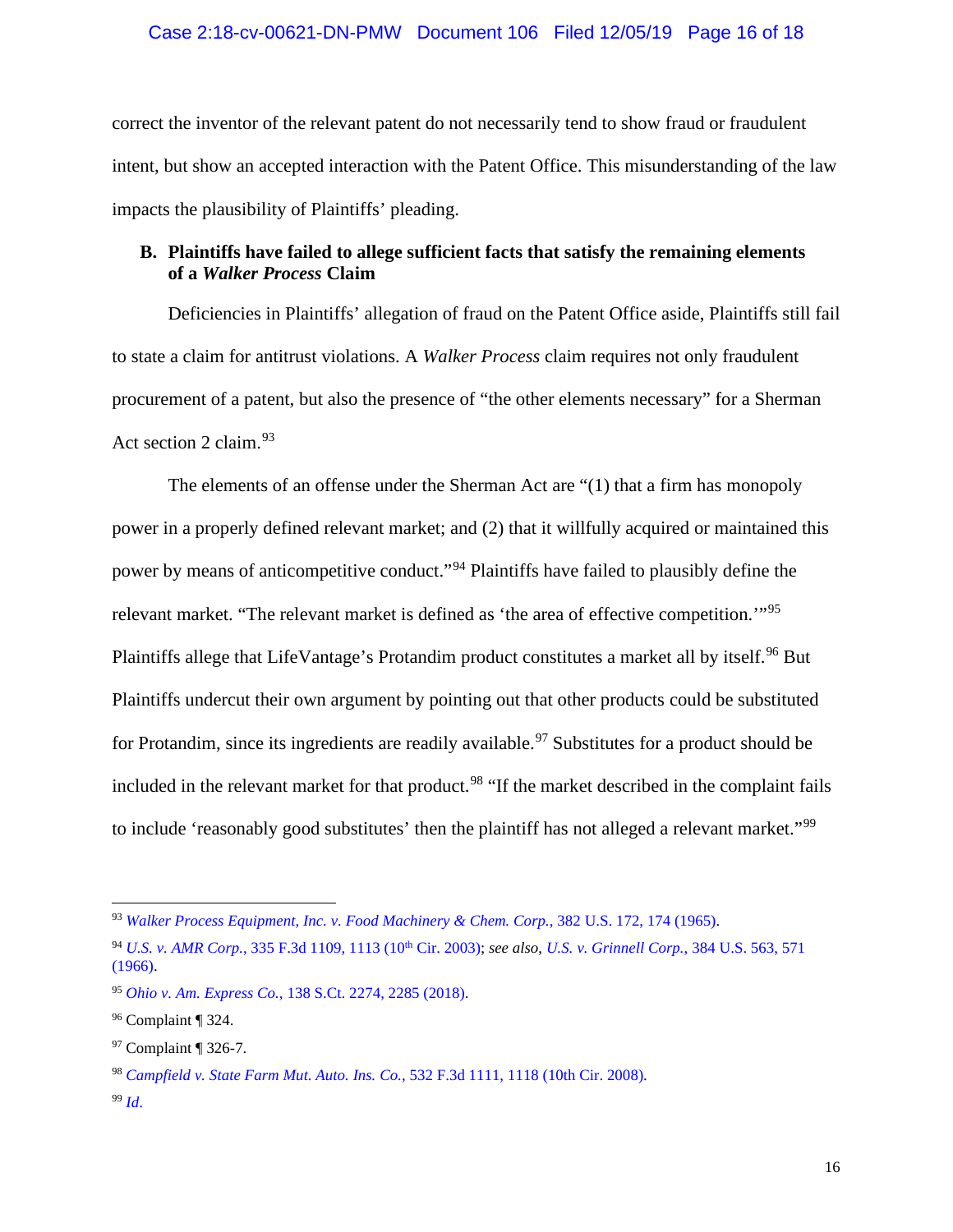correct the inventor of the relevant patent do not necessarily tend to show fraud or fraudulent intent, but show an accepted interaction with the Patent Office. This misunderstanding of the law impacts the plausibility of Plaintiffs' pleading.

### B. Plaintiffs have failed to allege sufficient facts that satisfy the remaining elements of a *Walker Process* Claim

Deficiencies in Plaintiffs' allegation of fraud on the Patent Office aside, Plaintiffs still fail to state a claim for antitrust violations. A *Walker Process* claim requires not only fraudulent procurement of a patent, but also the presence of "the other elements necessary" for a Sherman Act section 2 claim.[93]

The elements of an offense under the Sherman Act are "(1) that a firm has monopoly power in a properly defined relevant market; and (2) that it willfully acquired or maintained this power by means of anticompetitive conduct."[94] Plaintiffs have failed to plausibly define the relevant market. "The relevant market is defined as 'the area of effective competition.'"[95] Plaintiffs allege that LifeVantage's Protandim product constitutes a market all by itself.[96] But Plaintiffs undercut their own argument by pointing out that other products could be substituted for Protandim, since its ingredients are readily available.[97] Substitutes for a product should be included in the relevant market for that product.[98] "If the market described in the complaint fails to include 'reasonably good substitutes' then the plaintiff has not alleged a relevant market."[99]

---

[93] *Walker Process Equipment, Inc. v. Food Machinery & Chem. Corp.*, 382 U.S. 172, 174 (1965).

[94] *U.S. v. AMR Corp.*, 335 F.3d 1109, 1113 (10th Cir. 2003); *see also*, *U.S. v. Grinnell Corp.*, 384 U.S. 563, 571 (1966).

[95] *Ohio v. Am. Express Co.*, 138 S.Ct. 2274, 2285 (2018).

[96] Complaint ¶ 324.

[97] Complaint ¶ 326-7.

[98] *Campfield v. State Farm Mut. Auto. Ins. Co.*, 532 F.3d 1111, 1118 (10th Cir. 2008).

[99] *Id*.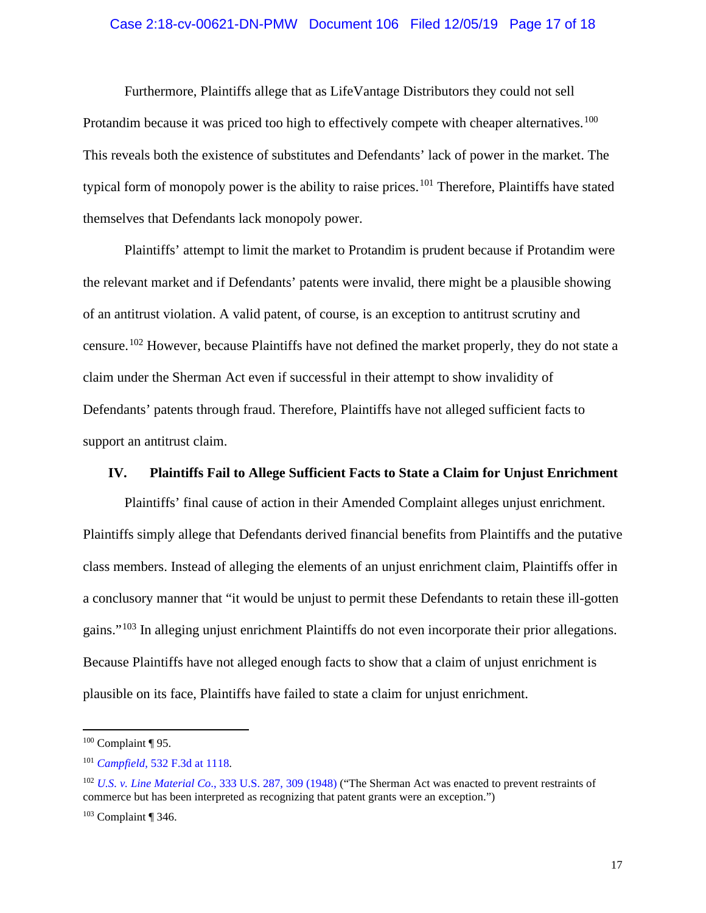Furthermore, Plaintiffs allege that as LifeVantage Distributors they could not sell Protandim because it was priced too high to effectively compete with cheaper alternatives.[100] This reveals both the existence of substitutes and Defendants' lack of power in the market. The typical form of monopoly power is the ability to raise prices.[101] Therefore, Plaintiffs have stated themselves that Defendants lack monopoly power.

Plaintiffs' attempt to limit the market to Protandim is prudent because if Protandim were the relevant market and if Defendants' patents were invalid, there might be a plausible showing of an antitrust violation. A valid patent, of course, is an exception to antitrust scrutiny and censure.[102] However, because Plaintiffs have not defined the market properly, they do not state a claim under the Sherman Act even if successful in their attempt to show invalidity of Defendants' patents through fraud. Therefore, Plaintiffs have not alleged sufficient facts to support an antitrust claim.

## IV. Plaintiffs Fail to Allege Sufficient Facts to State a Claim for Unjust Enrichment

Plaintiffs' final cause of action in their Amended Complaint alleges unjust enrichment. Plaintiffs simply allege that Defendants derived financial benefits from Plaintiffs and the putative class members. Instead of alleging the elements of an unjust enrichment claim, Plaintiffs offer in a conclusory manner that "it would be unjust to permit these Defendants to retain these ill-gotten gains."[103] In alleging unjust enrichment Plaintiffs do not even incorporate their prior allegations. Because Plaintiffs have not alleged enough facts to show that a claim of unjust enrichment is plausible on its face, Plaintiffs have failed to state a claim for unjust enrichment.

---

[100] Complaint ¶ 95.

[101] *Campfield*, 532 F.3d at 1118.

[102] *U.S. v. Line Material Co.*, 333 U.S. 287, 309 (1948) ("The Sherman Act was enacted to prevent restraints of commerce but has been interpreted as recognizing that patent grants were an exception.")

[103] Complaint ¶ 346.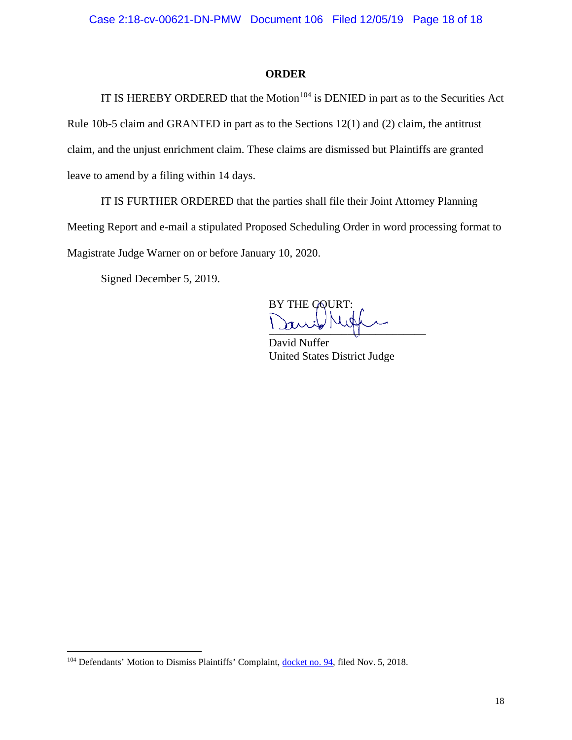**ORDER**

IT IS HEREBY ORDERED that the Motion[104] is DENIED in part as to the Securities Act Rule 10b-5 claim and GRANTED in part as to the Sections 12(1) and (2) claim, the antitrust claim, and the unjust enrichment claim. These claims are dismissed but Plaintiffs are granted leave to amend by a filing within 14 days.

IT IS FURTHER ORDERED that the parties shall file their Joint Attorney Planning Meeting Report and e-mail a stipulated Proposed Scheduling Order in word processing format to Magistrate Judge Warner on or before January 10, 2020.

Signed December 5, 2019.

BY THE COURT:

David Nuffer
United States District Judge

[104] Defendants' Motion to Dismiss Plaintiffs' Complaint, docket no. 94, filed Nov. 5, 2018.